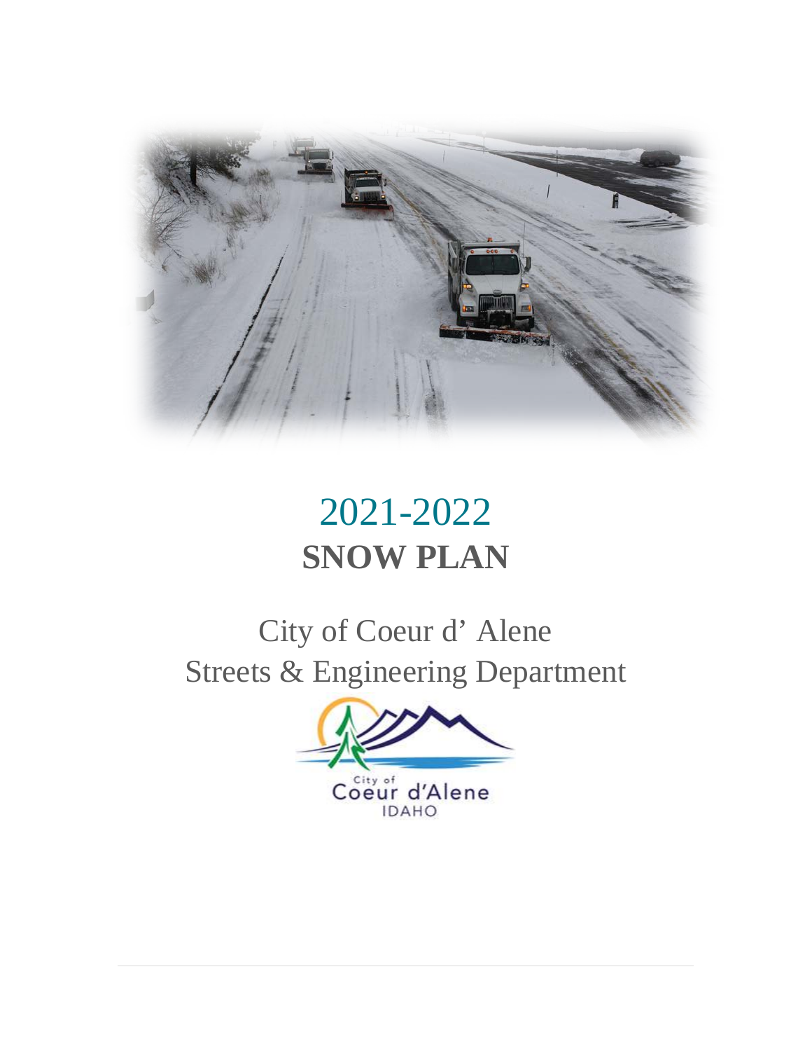# 2021-2022

# SNOW PLAN

## City of Coeur d' Alene
## Streets & Engineering Department

City of Coeur d'Alene IDAHO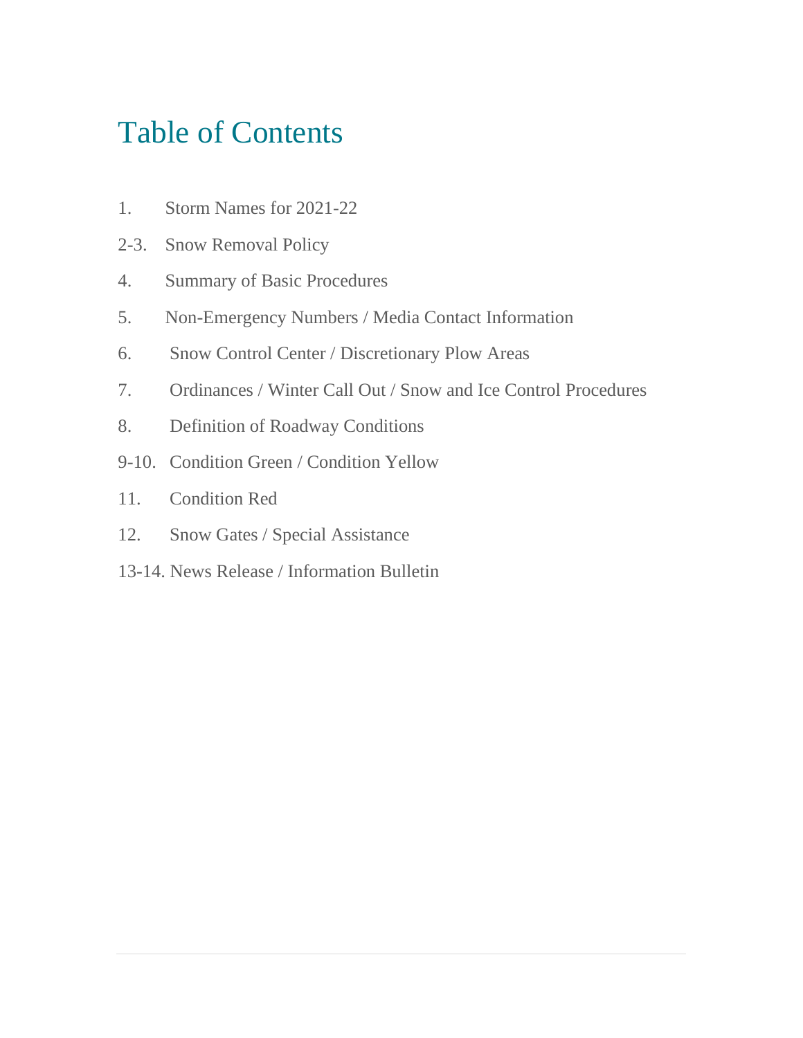# Table of Contents

1. Storm Names for 2021-22
2-3. Snow Removal Policy
4. Summary of Basic Procedures
5. Non-Emergency Numbers / Media Contact Information
6. Snow Control Center / Discretionary Plow Areas
7. Ordinances / Winter Call Out / Snow and Ice Control Procedures
8. Definition of Roadway Conditions
9-10. Condition Green / Condition Yellow
11. Condition Red
12. Snow Gates / Special Assistance
13-14. News Release / Information Bulletin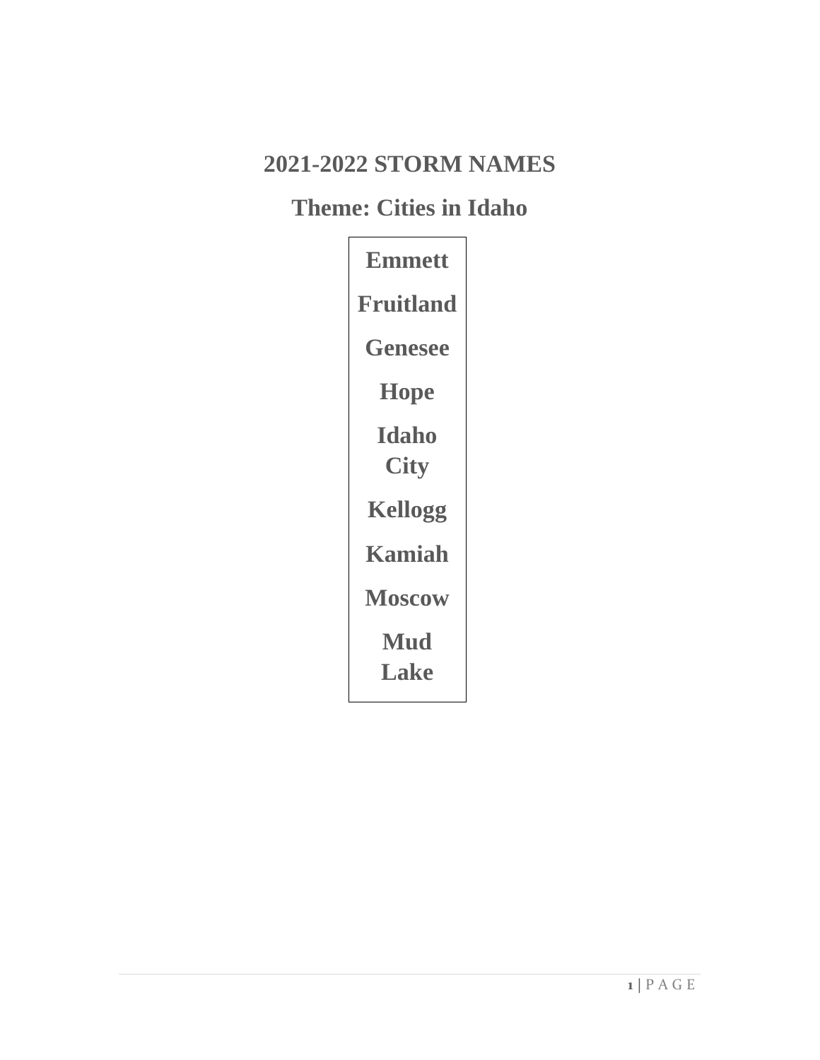# 2021-2022 STORM NAMES

## Theme: Cities in Idaho

| Emmett |
| --- |
| Fruitland |
| Genesee |
| Hope |
| Idaho City |
| Kellogg |
| Kamiah |
| Moscow |
| Mud Lake |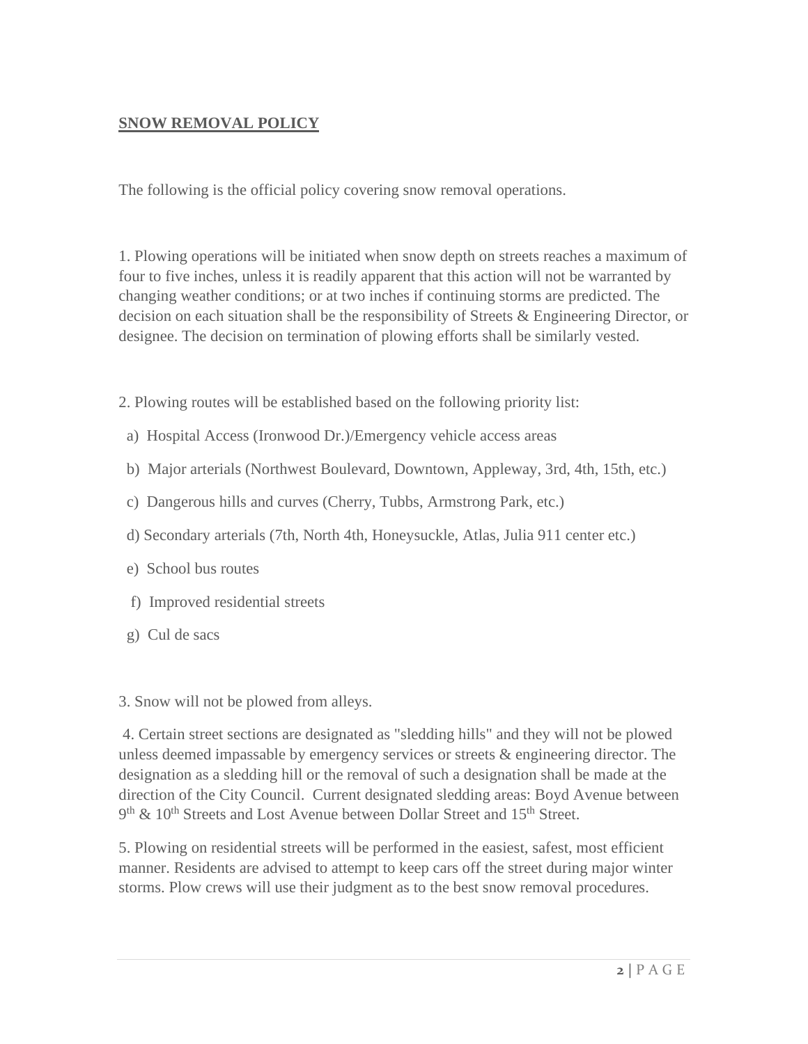## **SNOW REMOVAL POLICY**

The following is the official policy covering snow removal operations.

1. Plowing operations will be initiated when snow depth on streets reaches a maximum of four to five inches, unless it is readily apparent that this action will not be warranted by changing weather conditions; or at two inches if continuing storms are predicted. The decision on each situation shall be the responsibility of Streets & Engineering Director, or designee. The decision on termination of plowing efforts shall be similarly vested.

2. Plowing routes will be established based on the following priority list:

   a) Hospital Access (Ironwood Dr.)/Emergency vehicle access areas

   b) Major arterials (Northwest Boulevard, Downtown, Appleway, 3rd, 4th, 15th, etc.)

   c) Dangerous hills and curves (Cherry, Tubbs, Armstrong Park, etc.)

   d) Secondary arterials (7th, North 4th, Honeysuckle, Atlas, Julia 911 center etc.)

   e) School bus routes

   f) Improved residential streets

   g) Cul de sacs

3. Snow will not be plowed from alleys.

4. Certain street sections are designated as "sledding hills" and they will not be plowed unless deemed impassable by emergency services or streets & engineering director. The designation as a sledding hill or the removal of such a designation shall be made at the direction of the City Council. Current designated sledding areas: Boyd Avenue between 9th & 10th Streets and Lost Avenue between Dollar Street and 15th Street.

5. Plowing on residential streets will be performed in the easiest, safest, most efficient manner. Residents are advised to attempt to keep cars off the street during major winter storms. Plow crews will use their judgment as to the best snow removal procedures.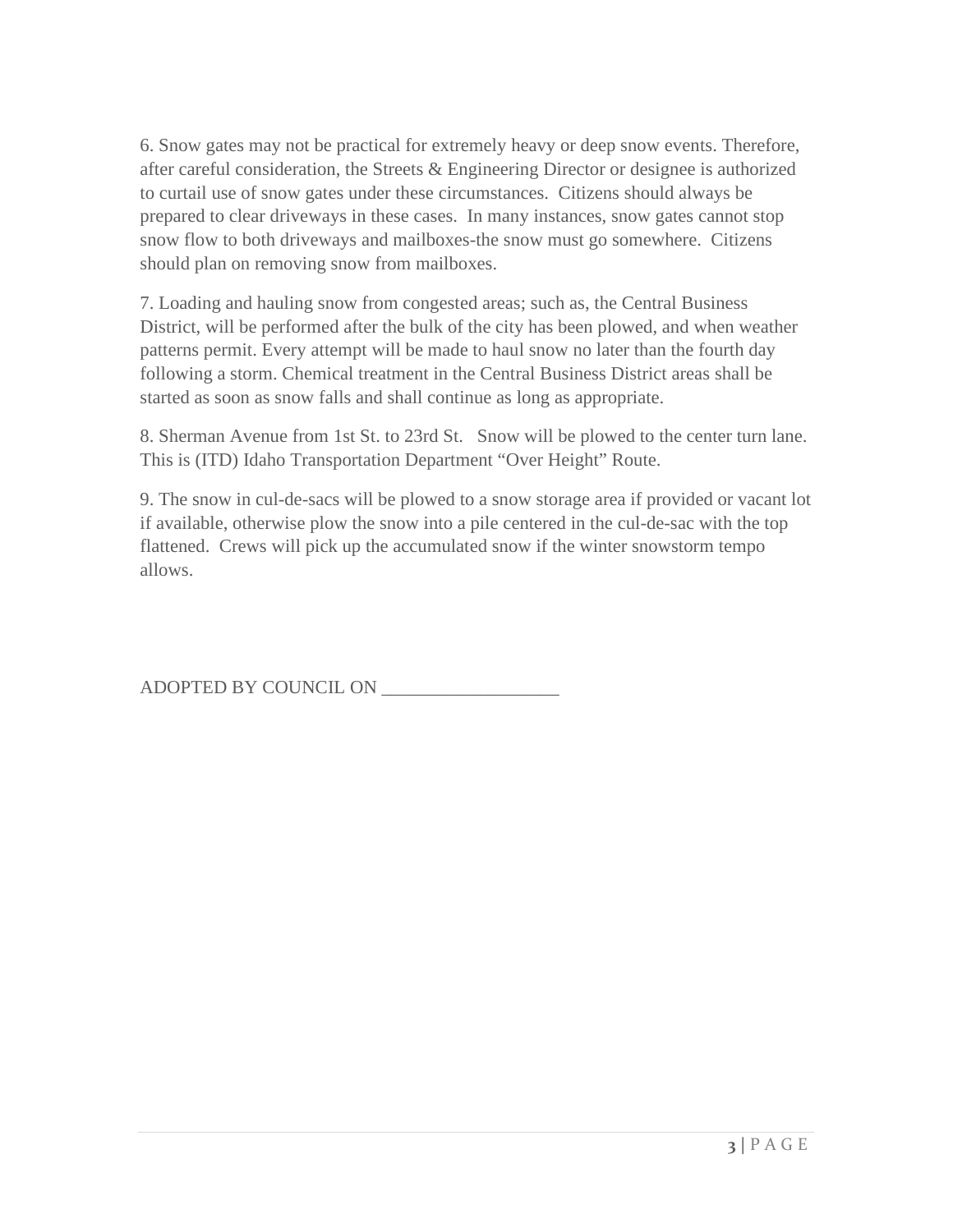6. Snow gates may not be practical for extremely heavy or deep snow events. Therefore, after careful consideration, the Streets & Engineering Director or designee is authorized to curtail use of snow gates under these circumstances. Citizens should always be prepared to clear driveways in these cases. In many instances, snow gates cannot stop snow flow to both driveways and mailboxes-the snow must go somewhere. Citizens should plan on removing snow from mailboxes.

7. Loading and hauling snow from congested areas; such as, the Central Business District, will be performed after the bulk of the city has been plowed, and when weather patterns permit. Every attempt will be made to haul snow no later than the fourth day following a storm. Chemical treatment in the Central Business District areas shall be started as soon as snow falls and shall continue as long as appropriate.

8. Sherman Avenue from 1st St. to 23rd St. Snow will be plowed to the center turn lane. This is (ITD) Idaho Transportation Department “Over Height” Route.

9. The snow in cul-de-sacs will be plowed to a snow storage area if provided or vacant lot if available, otherwise plow the snow into a pile centered in the cul-de-sac with the top flattened. Crews will pick up the accumulated snow if the winter snowstorm tempo allows.

ADOPTED BY COUNCIL ON ___________________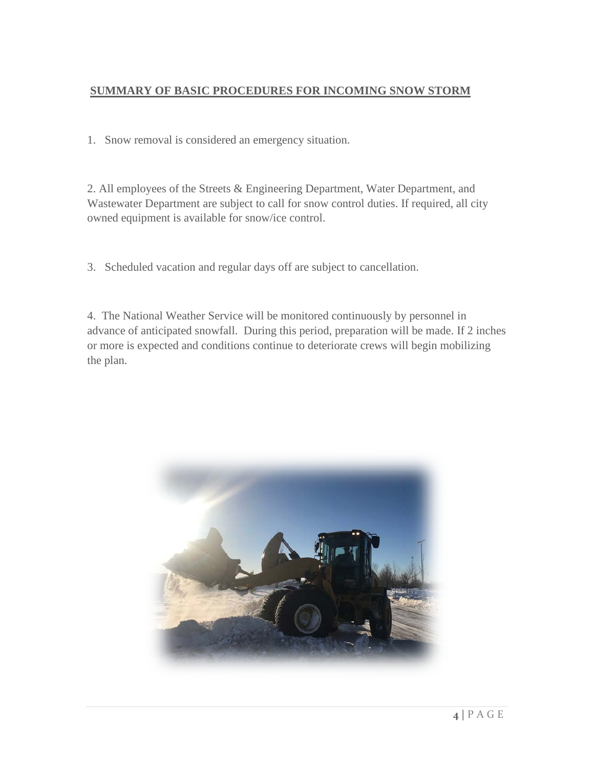## SUMMARY OF BASIC PROCEDURES FOR INCOMING SNOW STORM

1. Snow removal is considered an emergency situation.

2. All employees of the Streets & Engineering Department, Water Department, and Wastewater Department are subject to call for snow control duties. If required, all city owned equipment is available for snow/ice control.

3. Scheduled vacation and regular days off are subject to cancellation.

4. The National Weather Service will be monitored continuously by personnel in advance of anticipated snowfall. During this period, preparation will be made. If 2 inches or more is expected and conditions continue to deteriorate crews will begin mobilizing the plan.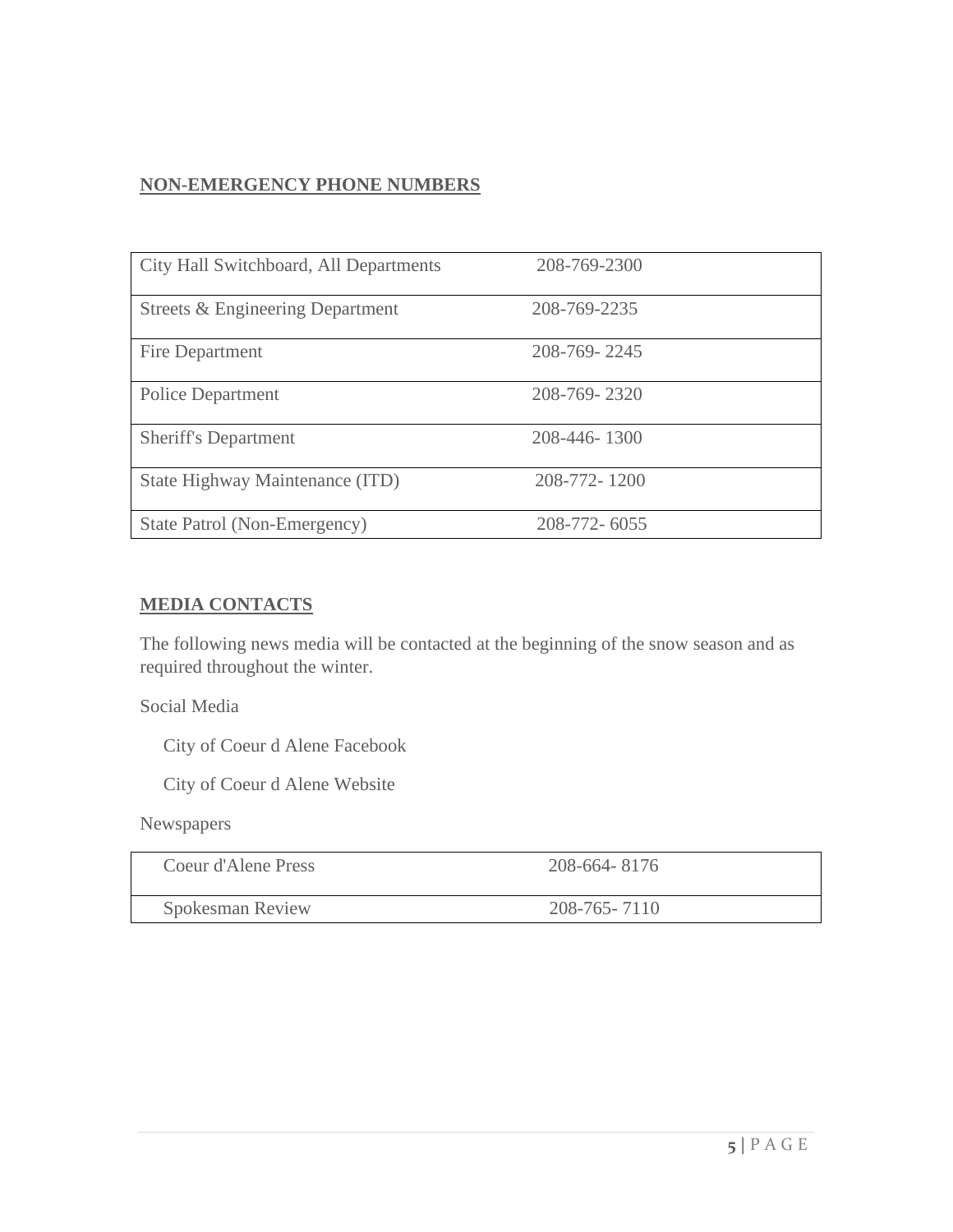## NON-EMERGENCY PHONE NUMBERS

| | |
|---|---|
| City Hall Switchboard, All Departments | 208-769-2300 |
| Streets & Engineering Department | 208-769-2235 |
| Fire Department | 208-769- 2245 |
| Police Department | 208-769- 2320 |
| Sheriff's Department | 208-446- 1300 |
| State Highway Maintenance (ITD) | 208-772- 1200 |
| State Patrol (Non-Emergency) | 208-772- 6055 |

## MEDIA CONTACTS

The following news media will be contacted at the beginning of the snow season and as required throughout the winter.

Social Media

- City of Coeur d Alene Facebook
- City of Coeur d Alene Website

Newspapers

| | |
|---|---|
| Coeur d'Alene Press | 208-664- 8176 |
| Spokesman Review | 208-765- 7110 |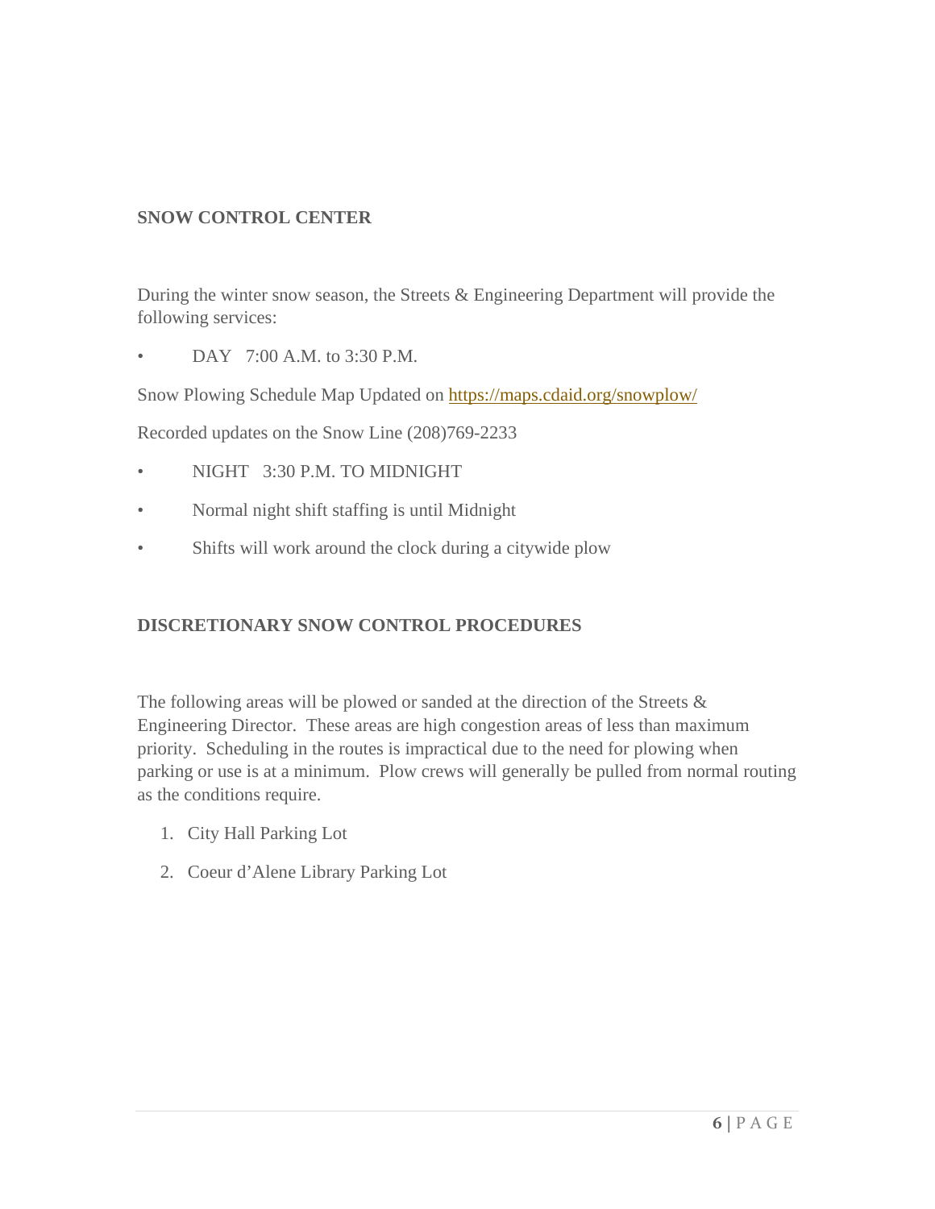## SNOW CONTROL CENTER

During the winter snow season, the Streets & Engineering Department will provide the following services:

- DAY 7:00 A.M. to 3:30 P.M.

Snow Plowing Schedule Map Updated on [https://maps.cdaid.org/snowplow/](https://maps.cdaid.org/snowplow/)

Recorded updates on the Snow Line (208)769-2233

- NIGHT 3:30 P.M. TO MIDNIGHT
- Normal night shift staffing is until Midnight
- Shifts will work around the clock during a citywide plow

## DISCRETIONARY SNOW CONTROL PROCEDURES

The following areas will be plowed or sanded at the direction of the Streets & Engineering Director. These areas are high congestion areas of less than maximum priority. Scheduling in the routes is impractical due to the need for plowing when parking or use is at a minimum. Plow crews will generally be pulled from normal routing as the conditions require.

1. City Hall Parking Lot
2. Coeur d'Alene Library Parking Lot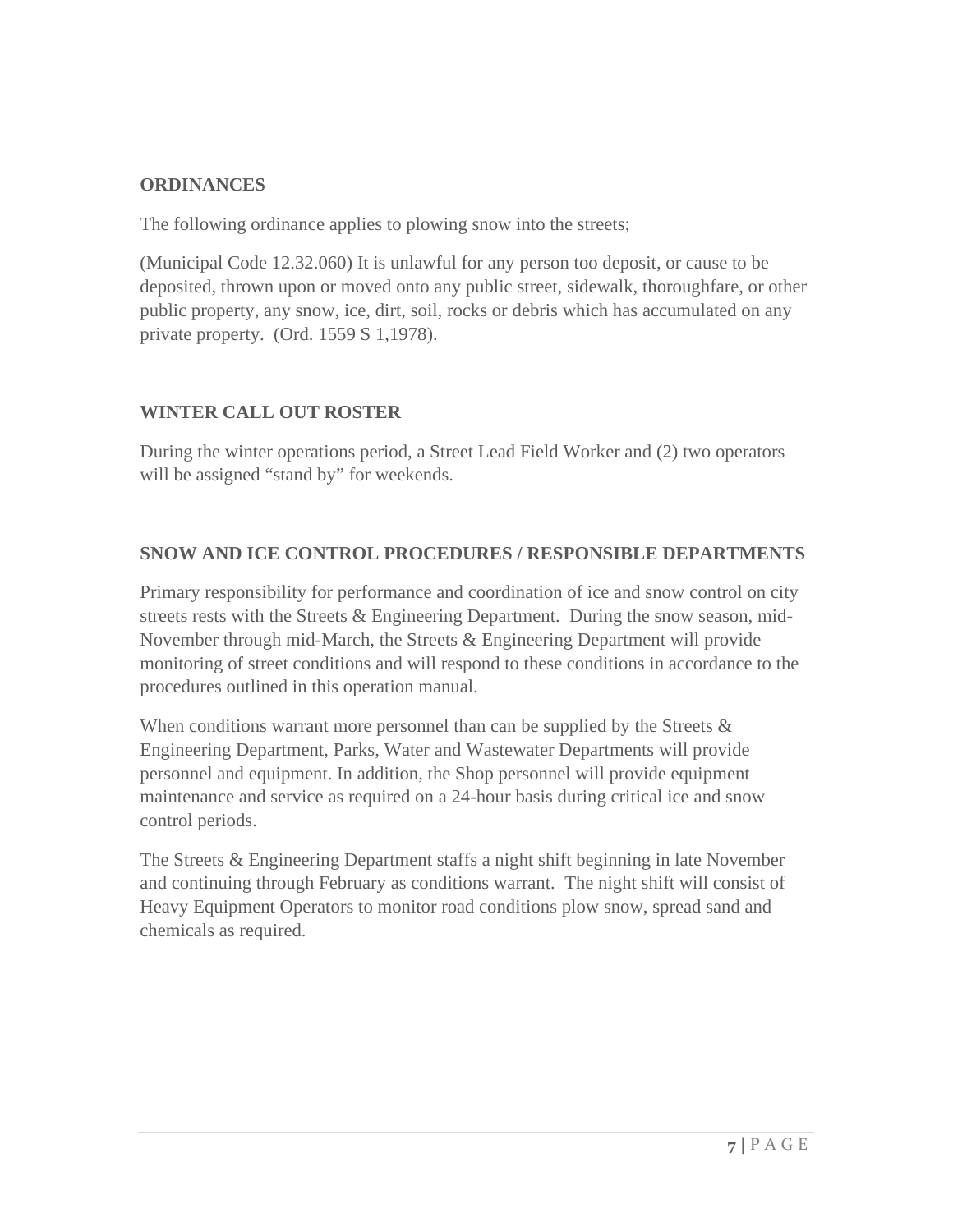## ORDINANCES

The following ordinance applies to plowing snow into the streets;

(Municipal Code 12.32.060) It is unlawful for any person too deposit, or cause to be deposited, thrown upon or moved onto any public street, sidewalk, thoroughfare, or other public property, any snow, ice, dirt, soil, rocks or debris which has accumulated on any private property. (Ord. 1559 S 1,1978).

## WINTER CALL OUT ROSTER

During the winter operations period, a Street Lead Field Worker and (2) two operators will be assigned "stand by" for weekends.

## SNOW AND ICE CONTROL PROCEDURES / RESPONSIBLE DEPARTMENTS

Primary responsibility for performance and coordination of ice and snow control on city streets rests with the Streets & Engineering Department. During the snow season, mid-November through mid-March, the Streets & Engineering Department will provide monitoring of street conditions and will respond to these conditions in accordance to the procedures outlined in this operation manual.

When conditions warrant more personnel than can be supplied by the Streets & Engineering Department, Parks, Water and Wastewater Departments will provide personnel and equipment. In addition, the Shop personnel will provide equipment maintenance and service as required on a 24-hour basis during critical ice and snow control periods.

The Streets & Engineering Department staffs a night shift beginning in late November and continuing through February as conditions warrant. The night shift will consist of Heavy Equipment Operators to monitor road conditions plow snow, spread sand and chemicals as required.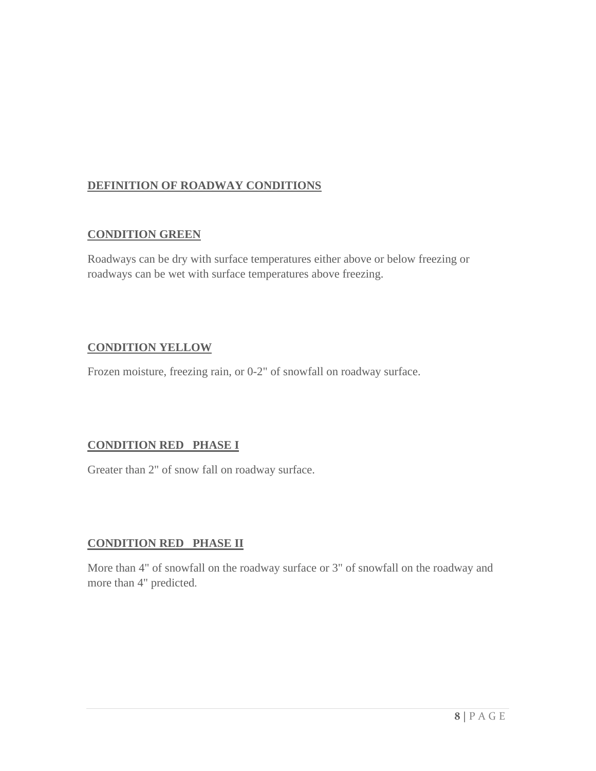## DEFINITION OF ROADWAY CONDITIONS

### CONDITION GREEN

Roadways can be dry with surface temperatures either above or below freezing or roadways can be wet with surface temperatures above freezing.

### CONDITION YELLOW

Frozen moisture, freezing rain, or 0-2" of snowfall on roadway surface.

### CONDITION RED PHASE I

Greater than 2" of snow fall on roadway surface.

### CONDITION RED PHASE II

More than 4" of snowfall on the roadway surface or 3" of snowfall on the roadway and more than 4" predicted.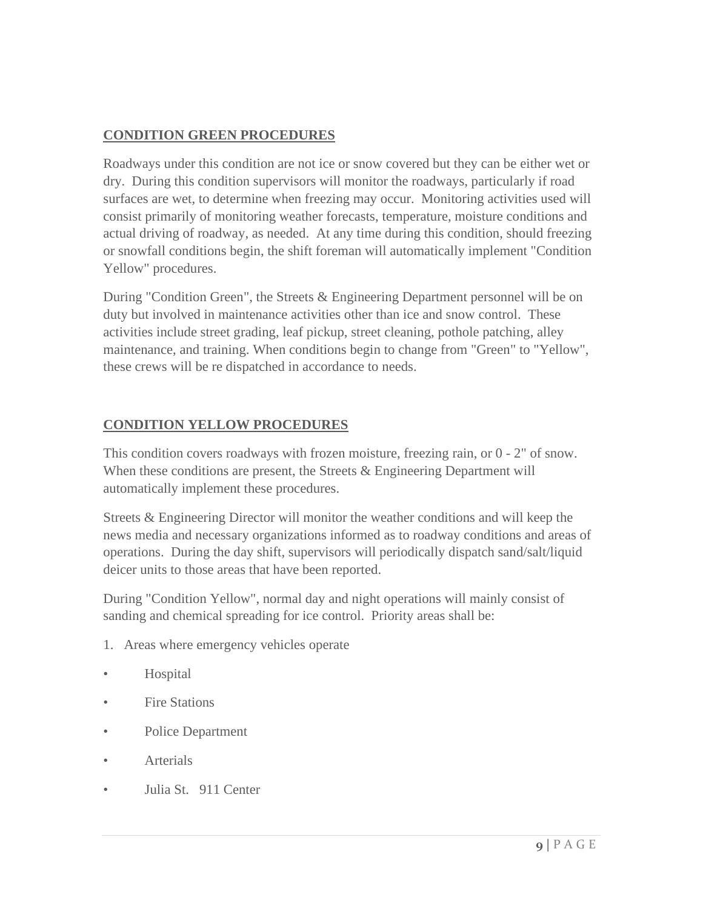## CONDITION GREEN PROCEDURES

Roadways under this condition are not ice or snow covered but they can be either wet or dry. During this condition supervisors will monitor the roadways, particularly if road surfaces are wet, to determine when freezing may occur. Monitoring activities used will consist primarily of monitoring weather forecasts, temperature, moisture conditions and actual driving of roadway, as needed. At any time during this condition, should freezing or snowfall conditions begin, the shift foreman will automatically implement "Condition Yellow" procedures.

During "Condition Green", the Streets & Engineering Department personnel will be on duty but involved in maintenance activities other than ice and snow control. These activities include street grading, leaf pickup, street cleaning, pothole patching, alley maintenance, and training. When conditions begin to change from "Green" to "Yellow", these crews will be re dispatched in accordance to needs.

## CONDITION YELLOW PROCEDURES

This condition covers roadways with frozen moisture, freezing rain, or 0 - 2" of snow. When these conditions are present, the Streets & Engineering Department will automatically implement these procedures.

Streets & Engineering Director will monitor the weather conditions and will keep the news media and necessary organizations informed as to roadway conditions and areas of operations. During the day shift, supervisors will periodically dispatch sand/salt/liquid deicer units to those areas that have been reported.

During "Condition Yellow", normal day and night operations will mainly consist of sanding and chemical spreading for ice control. Priority areas shall be:

1. Areas where emergency vehicles operate

- Hospital
- Fire Stations
- Police Department
- Arterials
- Julia St. 911 Center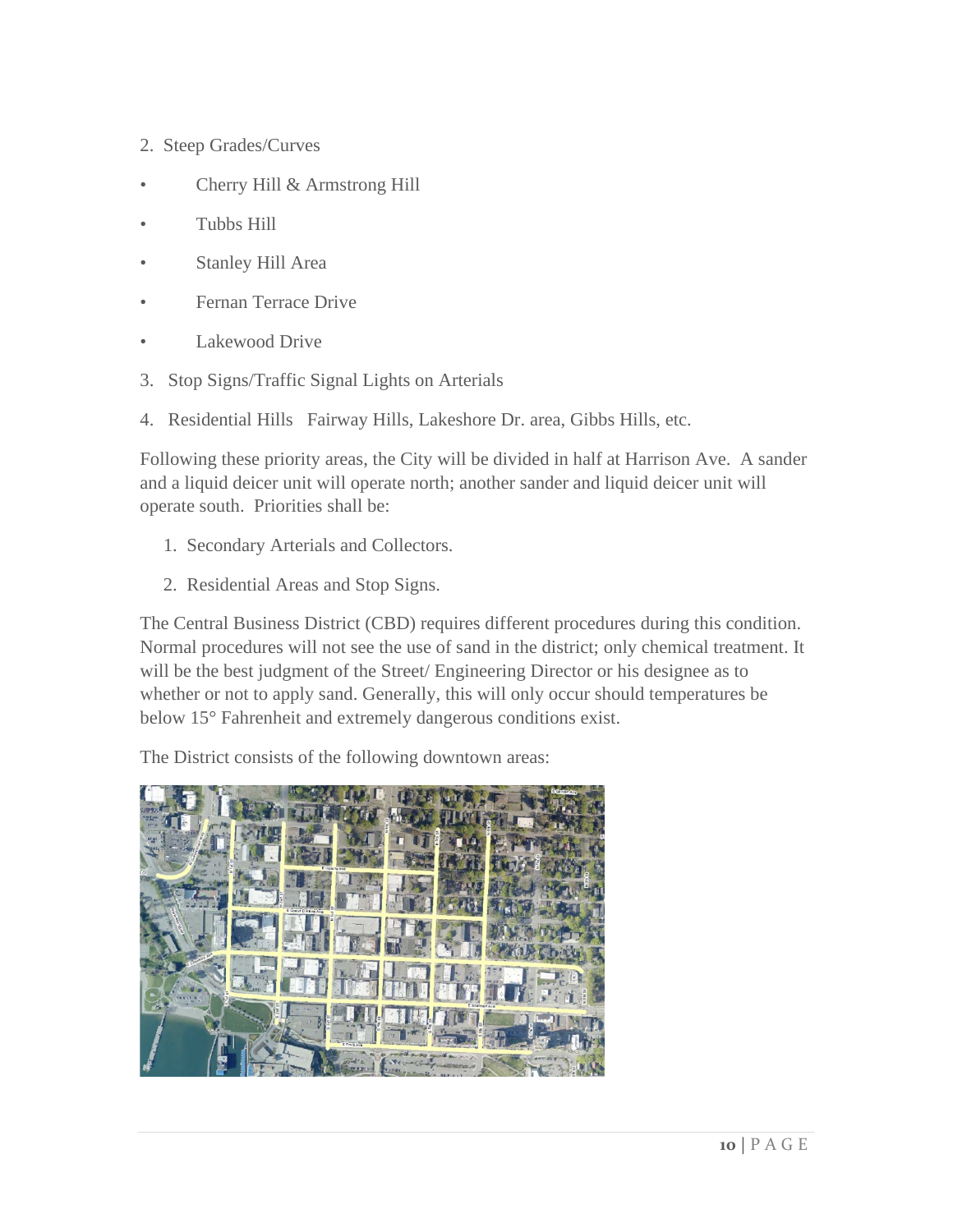2. Steep Grades/Curves

- Cherry Hill & Armstrong Hill
- Tubbs Hill
- Stanley Hill Area
- Fernan Terrace Drive
- Lakewood Drive

3. Stop Signs/Traffic Signal Lights on Arterials

4. Residential Hills Fairway Hills, Lakeshore Dr. area, Gibbs Hills, etc.

Following these priority areas, the City will be divided in half at Harrison Ave. A sander and a liquid deicer unit will operate north; another sander and liquid deicer unit will operate south. Priorities shall be:

1. Secondary Arterials and Collectors.
2. Residential Areas and Stop Signs.

The Central Business District (CBD) requires different procedures during this condition. Normal procedures will not see the use of sand in the district; only chemical treatment. It will be the best judgment of the Street/ Engineering Director or his designee as to whether or not to apply sand. Generally, this will only occur should temperatures be below 15° Fahrenheit and extremely dangerous conditions exist.

The District consists of the following downtown areas: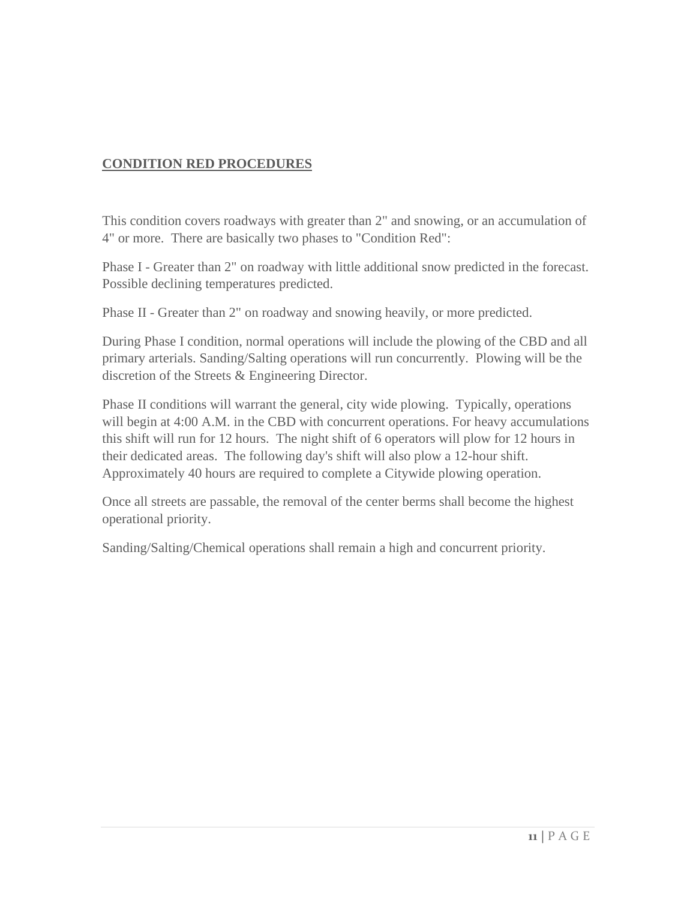## CONDITION RED PROCEDURES

This condition covers roadways with greater than 2" and snowing, or an accumulation of 4" or more. There are basically two phases to "Condition Red":

Phase I - Greater than 2" on roadway with little additional snow predicted in the forecast. Possible declining temperatures predicted.

Phase II - Greater than 2" on roadway and snowing heavily, or more predicted.

During Phase I condition, normal operations will include the plowing of the CBD and all primary arterials. Sanding/Salting operations will run concurrently. Plowing will be the discretion of the Streets & Engineering Director.

Phase II conditions will warrant the general, city wide plowing. Typically, operations will begin at 4:00 A.M. in the CBD with concurrent operations. For heavy accumulations this shift will run for 12 hours. The night shift of 6 operators will plow for 12 hours in their dedicated areas. The following day's shift will also plow a 12-hour shift. Approximately 40 hours are required to complete a Citywide plowing operation.

Once all streets are passable, the removal of the center berms shall become the highest operational priority.

Sanding/Salting/Chemical operations shall remain a high and concurrent priority.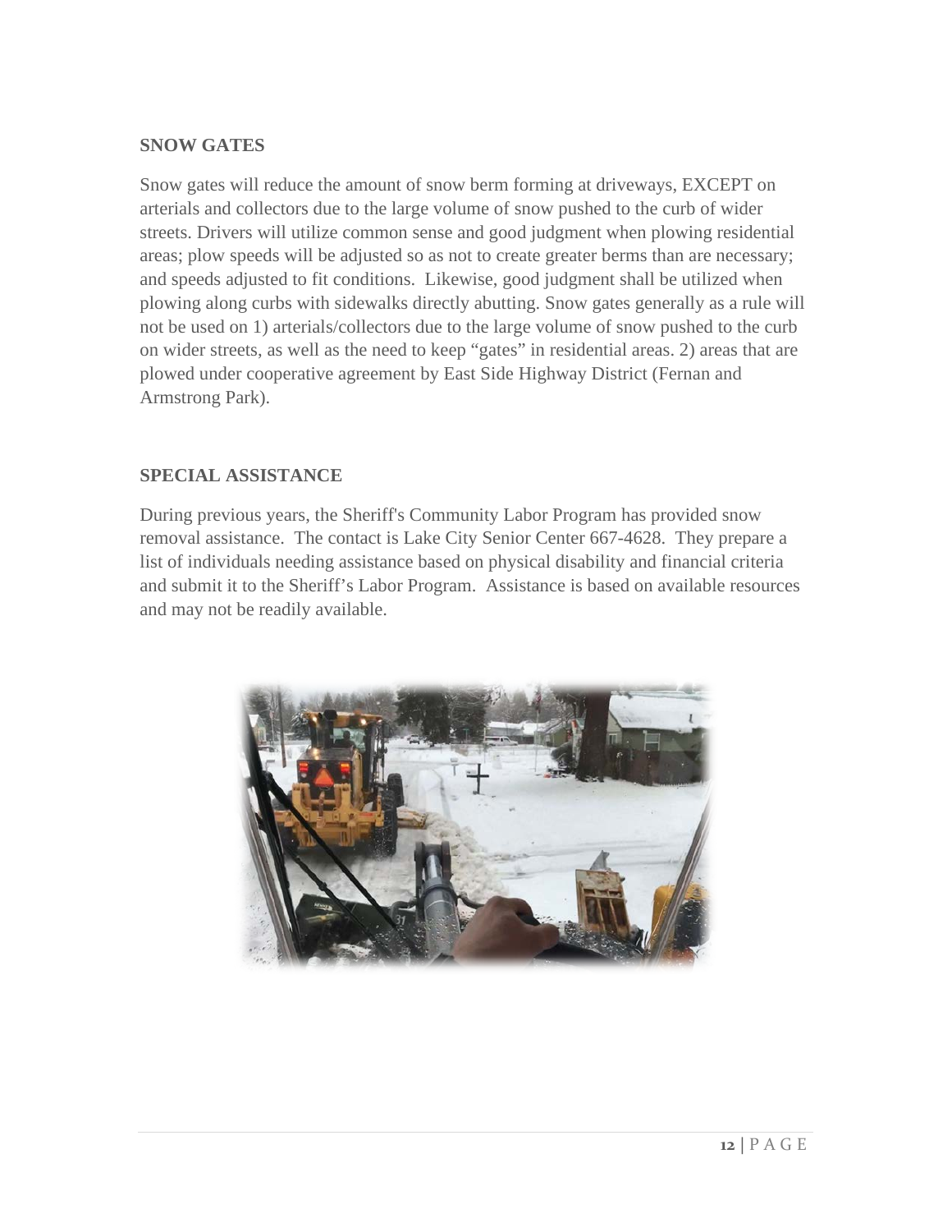## SNOW GATES

Snow gates will reduce the amount of snow berm forming at driveways, EXCEPT on arterials and collectors due to the large volume of snow pushed to the curb of wider streets. Drivers will utilize common sense and good judgment when plowing residential areas; plow speeds will be adjusted so as not to create greater berms than are necessary; and speeds adjusted to fit conditions. Likewise, good judgment shall be utilized when plowing along curbs with sidewalks directly abutting. Snow gates generally as a rule will not be used on 1) arterials/collectors due to the large volume of snow pushed to the curb on wider streets, as well as the need to keep "gates" in residential areas. 2) areas that are plowed under cooperative agreement by East Side Highway District (Fernan and Armstrong Park).

## SPECIAL ASSISTANCE

During previous years, the Sheriff's Community Labor Program has provided snow removal assistance. The contact is Lake City Senior Center 667-4628. They prepare a list of individuals needing assistance based on physical disability and financial criteria and submit it to the Sheriff's Labor Program. Assistance is based on available resources and may not be readily available.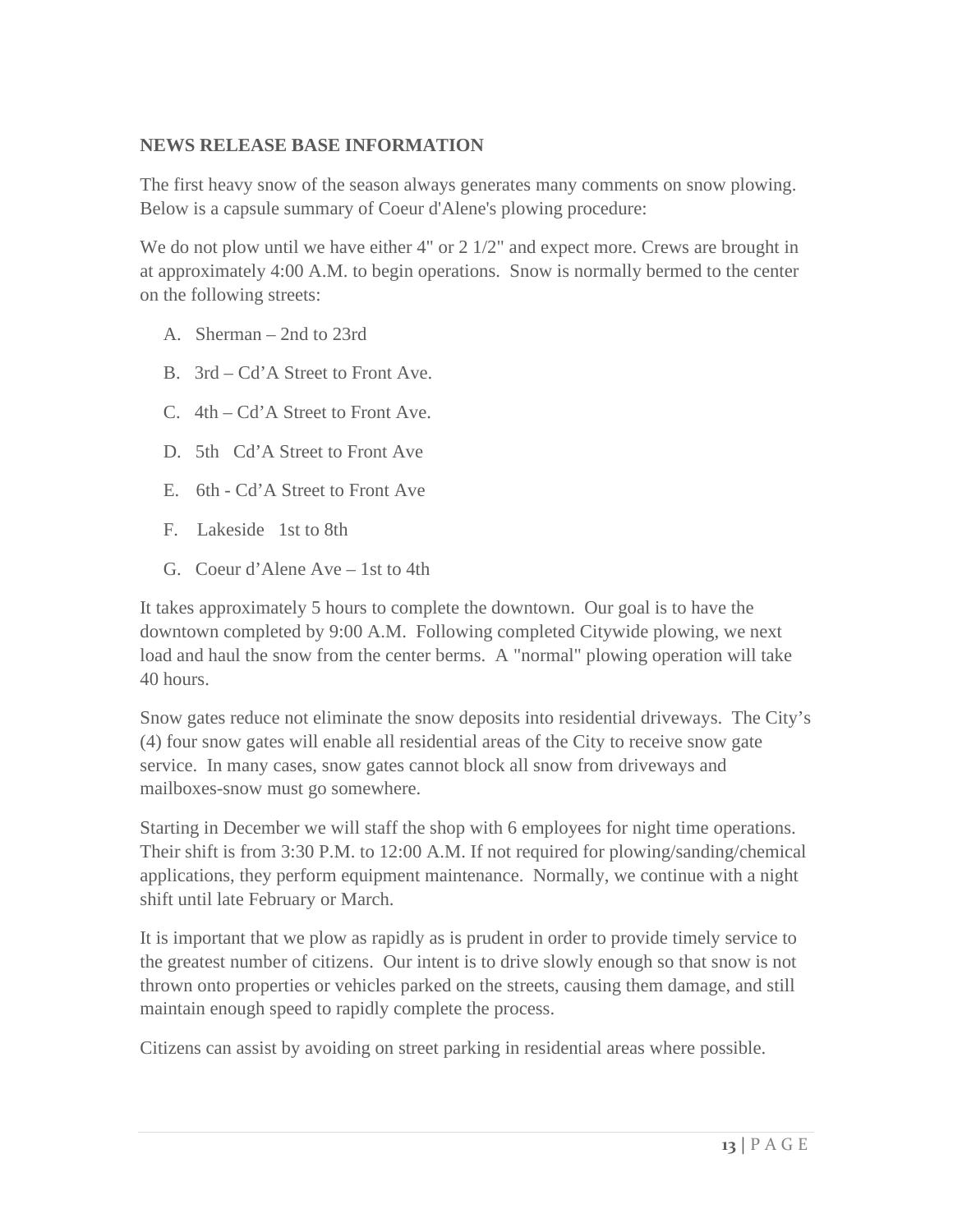**NEWS RELEASE BASE INFORMATION**

The first heavy snow of the season always generates many comments on snow plowing. Below is a capsule summary of Coeur d'Alene's plowing procedure:

We do not plow until we have either 4" or 2 1/2" and expect more. Crews are brought in at approximately 4:00 A.M. to begin operations. Snow is normally bermed to the center on the following streets:

A. Sherman – 2nd to 23rd

B. 3rd – Cd'A Street to Front Ave.

C. 4th – Cd'A Street to Front Ave.

D. 5th Cd'A Street to Front Ave

E. 6th - Cd'A Street to Front Ave

F. Lakeside 1st to 8th

G. Coeur d'Alene Ave – 1st to 4th

It takes approximately 5 hours to complete the downtown. Our goal is to have the downtown completed by 9:00 A.M. Following completed Citywide plowing, we next load and haul the snow from the center berms. A "normal" plowing operation will take 40 hours.

Snow gates reduce not eliminate the snow deposits into residential driveways. The City's (4) four snow gates will enable all residential areas of the City to receive snow gate service. In many cases, snow gates cannot block all snow from driveways and mailboxes-snow must go somewhere.

Starting in December we will staff the shop with 6 employees for night time operations. Their shift is from 3:30 P.M. to 12:00 A.M. If not required for plowing/sanding/chemical applications, they perform equipment maintenance. Normally, we continue with a night shift until late February or March.

It is important that we plow as rapidly as is prudent in order to provide timely service to the greatest number of citizens. Our intent is to drive slowly enough so that snow is not thrown onto properties or vehicles parked on the streets, causing them damage, and still maintain enough speed to rapidly complete the process.

Citizens can assist by avoiding on street parking in residential areas where possible.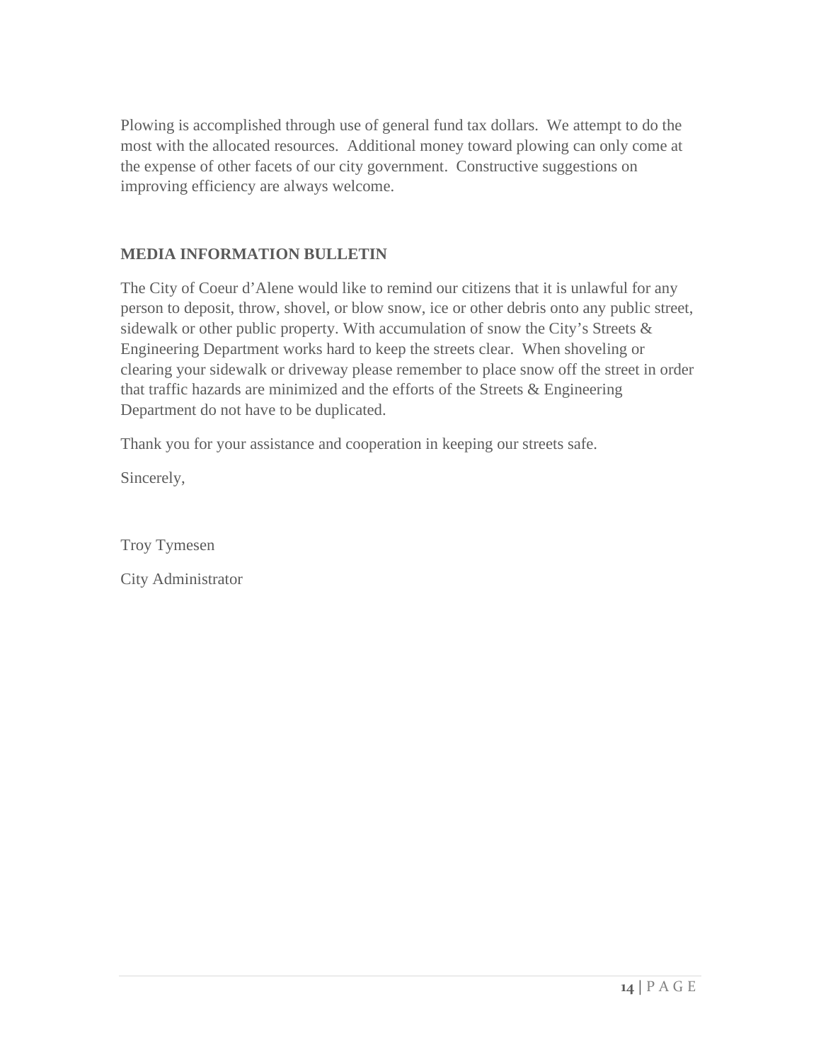Plowing is accomplished through use of general fund tax dollars. We attempt to do the most with the allocated resources. Additional money toward plowing can only come at the expense of other facets of our city government. Constructive suggestions on improving efficiency are always welcome.

**MEDIA INFORMATION BULLETIN**

The City of Coeur d'Alene would like to remind our citizens that it is unlawful for any person to deposit, throw, shovel, or blow snow, ice or other debris onto any public street, sidewalk or other public property. With accumulation of snow the City's Streets & Engineering Department works hard to keep the streets clear. When shoveling or clearing your sidewalk or driveway please remember to place snow off the street in order that traffic hazards are minimized and the efforts of the Streets & Engineering Department do not have to be duplicated.

Thank you for your assistance and cooperation in keeping our streets safe.

Sincerely,

Troy Tymesen

City Administrator